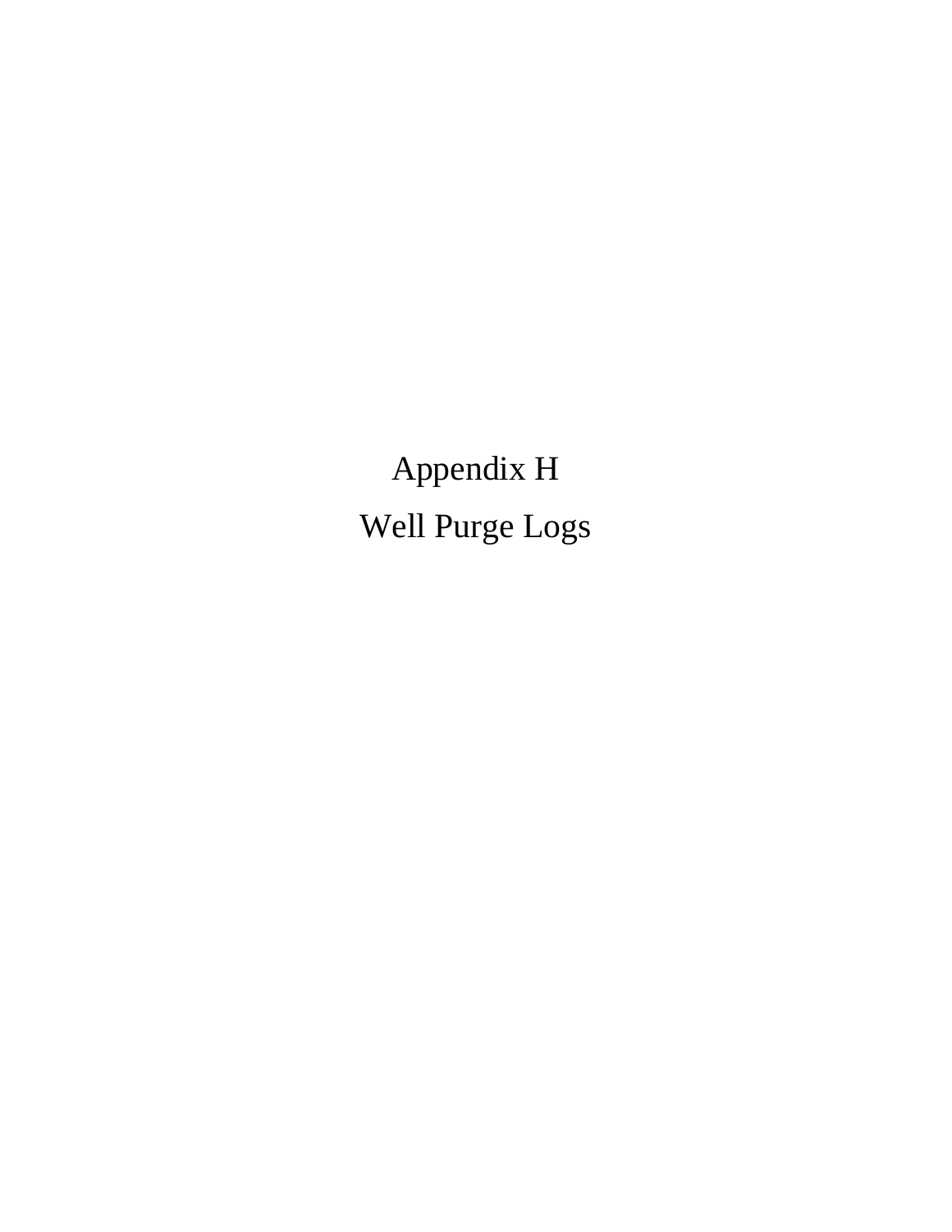# Appendix H

# Well Purge Logs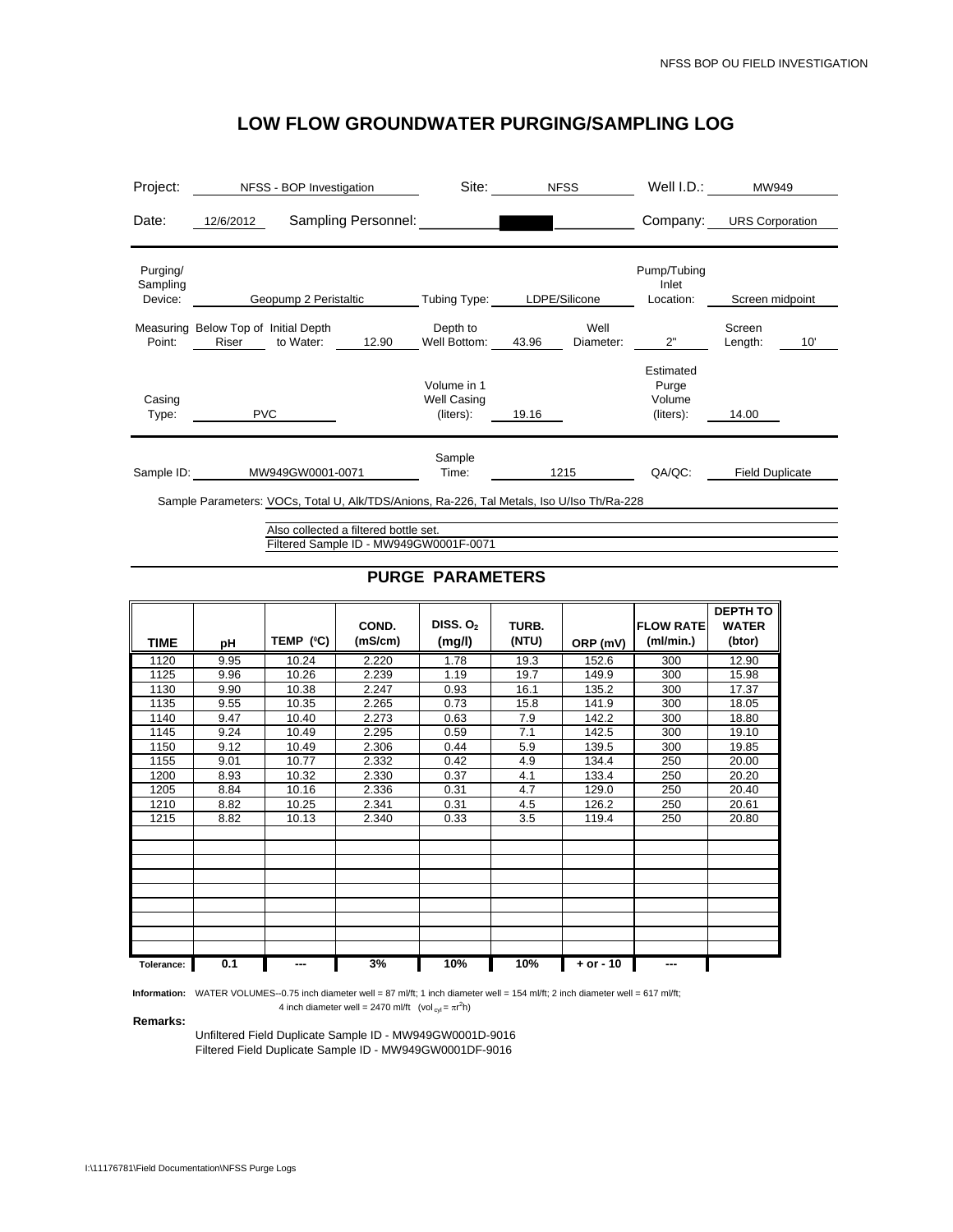# LOW FLOW GROUNDWATER PURGING/SAMPLING LOG

| | | | | | |
|---|---|---|---|---|---|
| Project: | NFSS - BOP Investigation | Site: | NFSS | Well I.D.: | MW949 |
| Date: | 12/6/2012 | Sampling Personnel: | | Company: | URS Corporation |

| | | | | | |
|---|---|---|---|---|---|
| Purging/ Sampling Device: | Geopump 2 Peristaltic | Tubing Type: | LDPE/Silicone | Pump/Tubing Inlet Location: | Screen midpoint |
| Measuring Point: | Below Top of Riser | Initial Depth to Water: | 12.90 | Depth to Well Bottom: | 43.96 |
| Well Diameter: | 2" | Screen Length: | 10' | | |
| Casing Type: | PVC | Volume in 1 Well Casing (liters): | 19.16 | Estimated Purge Volume (liters): | 14.00 |

| | | | | | |
|---|---|---|---|---|---|
| Sample ID: | MW949GW0001-0071 | Sample Time: | 1215 | QA/QC: | Field Duplicate |

Sample Parameters: VOCs, Total U, Alk/TDS/Anions, Ra-226, Tal Metals, Iso U/Iso Th/Ra-228

Also collected a filtered bottle set.
Filtered Sample ID - MW949GW0001F-0071

## PURGE PARAMETERS

| TIME | pH | TEMP (ºC) | COND. (mS/cm) | DISS. $O_2$ (mg/l) | TURB. (NTU) | ORP (mV) | FLOW RATE (ml/min.) | DEPTH TO WATER (btor) |
|---|---|---|---|---|---|---|---|---|
| 1120 | 9.95 | 10.24 | 2.220 | 1.78 | 19.3 | 152.6 | 300 | 12.90 |
| 1125 | 9.96 | 10.26 | 2.239 | 1.19 | 19.7 | 149.9 | 300 | 15.98 |
| 1130 | 9.90 | 10.38 | 2.247 | 0.93 | 16.1 | 135.2 | 300 | 17.37 |
| 1135 | 9.55 | 10.35 | 2.265 | 0.73 | 15.8 | 141.9 | 300 | 18.05 |
| 1140 | 9.47 | 10.40 | 2.273 | 0.63 | 7.9 | 142.2 | 300 | 18.80 |
| 1145 | 9.24 | 10.49 | 2.295 | 0.59 | 7.1 | 142.5 | 300 | 19.10 |
| 1150 | 9.12 | 10.49 | 2.306 | 0.44 | 5.9 | 139.5 | 300 | 19.85 |
| 1155 | 9.01 | 10.77 | 2.332 | 0.42 | 4.9 | 134.4 | 250 | 20.00 |
| 1200 | 8.93 | 10.32 | 2.330 | 0.37 | 4.1 | 133.4 | 250 | 20.20 |
| 1205 | 8.84 | 10.16 | 2.336 | 0.31 | 4.7 | 129.0 | 250 | 20.40 |
| 1210 | 8.82 | 10.25 | 2.341 | 0.31 | 4.5 | 126.2 | 250 | 20.61 |
| 1215 | 8.82 | 10.13 | 2.340 | 0.33 | 3.5 | 119.4 | 250 | 20.80 |
| | | | | | | | | |
| | | | | | | | | |
| | | | | | | | | |
| | | | | | | | | |
| | | | | | | | | |
| | | | | | | | | |
| | | | | | | | | |
| | | | | | | | | |
| | | | | | | | | |
| Tolerance: | 0.1 | --- | 3% | 10% | 10% | + or - 10 | --- | |

**Information:** WATER VOLUMES--0.75 inch diameter well = 87 ml/ft; 1 inch diameter well = 154 ml/ft; 2 inch diameter well = 617 ml/ft; 4 inch diameter well = 2470 ml/ft (vol $_{cyl} = \pi r^2 h$)

**Remarks:**

Unfiltered Field Duplicate Sample ID - MW949GW0001D-9016
Filtered Field Duplicate Sample ID - MW949GW0001DF-9016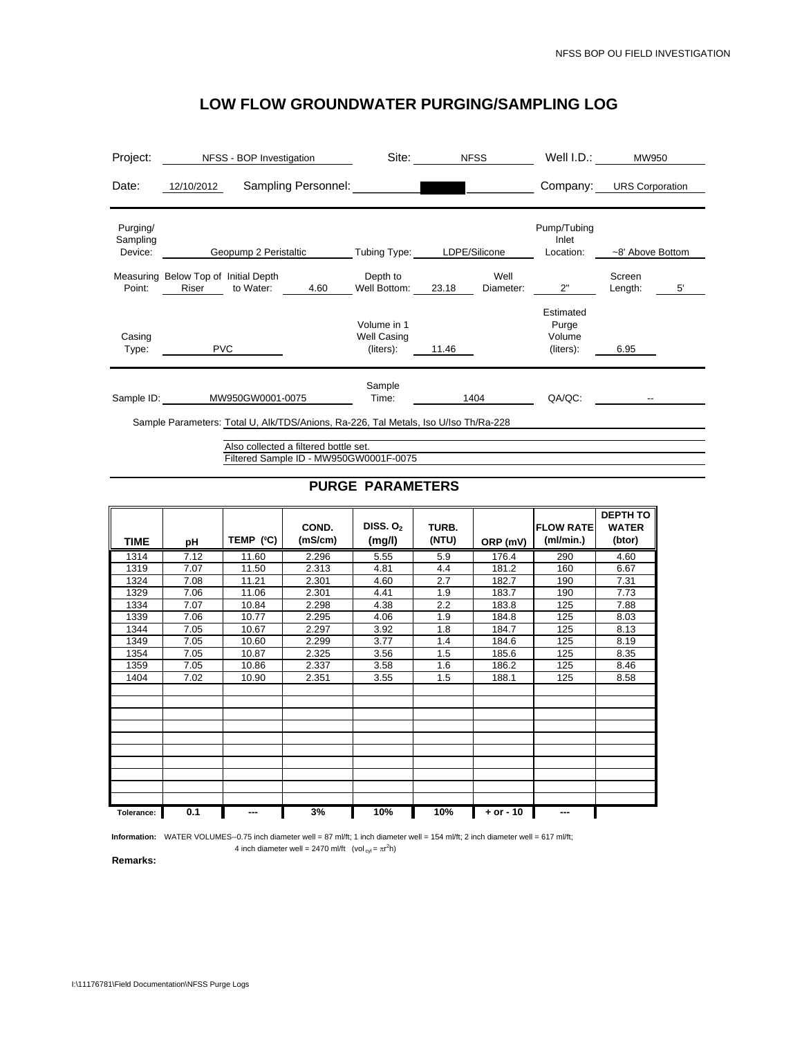# LOW FLOW GROUNDWATER PURGING/SAMPLING LOG

| | | | | | |
|---|---|---|---|---|---|
| Project: | NFSS - BOP Investigation | Site: | NFSS | Well I.D.: | MW950 |
| Date: | 12/10/2012 | Sampling Personnel: | | Company: | URS Corporation |

| | | | | | |
|---|---|---|---|---|---|
| Purging/ Sampling Device: | Geopump 2 Peristaltic | Tubing Type: | LDPE/Silicone | Pump/Tubing Inlet Location: | ~8' Above Bottom |
| Measuring Point: | Below Top of Riser | Initial Depth to Water: | 4.60 | Depth to Well Bottom: | 23.18 |
| Well Diameter: | 2" | Screen Length: | 5' | | |
| Casing Type: | PVC | Volume in 1 Well Casing (liters): | 11.46 | Estimated Purge Volume (liters): | 6.95 |

| | | | | | |
|---|---|---|---|---|---|
| Sample ID: | MW950GW0001-0075 | Sample Time: | 1404 | QA/QC: | -- |

Sample Parameters: Total U, Alk/TDS/Anions, Ra-226, Tal Metals, Iso U/Iso Th/Ra-228

Also collected a filtered bottle set.
Filtered Sample ID - MW950GW0001F-0075

## PURGE PARAMETERS

| TIME | pH | TEMP (ºC) | COND. (mS/cm) | DISS. $O_2$ (mg/l) | TURB. (NTU) | ORP (mV) | FLOW RATE (ml/min.) | DEPTH TO WATER (btor) |
|---|---|---|---|---|---|---|---|---|
| 1314 | 7.12 | 11.60 | 2.296 | 5.55 | 5.9 | 176.4 | 290 | 4.60 |
| 1319 | 7.07 | 11.50 | 2.313 | 4.81 | 4.4 | 181.2 | 160 | 6.67 |
| 1324 | 7.08 | 11.21 | 2.301 | 4.60 | 2.7 | 182.7 | 190 | 7.31 |
| 1329 | 7.06 | 11.06 | 2.301 | 4.41 | 1.9 | 183.7 | 190 | 7.73 |
| 1334 | 7.07 | 10.84 | 2.298 | 4.38 | 2.2 | 183.8 | 125 | 7.88 |
| 1339 | 7.06 | 10.77 | 2.295 | 4.06 | 1.9 | 184.8 | 125 | 8.03 |
| 1344 | 7.05 | 10.67 | 2.297 | 3.92 | 1.8 | 184.7 | 125 | 8.13 |
| 1349 | 7.05 | 10.60 | 2.299 | 3.77 | 1.4 | 184.6 | 125 | 8.19 |
| 1354 | 7.05 | 10.87 | 2.325 | 3.56 | 1.5 | 185.6 | 125 | 8.35 |
| 1359 | 7.05 | 10.86 | 2.337 | 3.58 | 1.6 | 186.2 | 125 | 8.46 |
| 1404 | 7.02 | 10.90 | 2.351 | 3.55 | 1.5 | 188.1 | 125 | 8.58 |
| Tolerance: | 0.1 | --- | 3% | 10% | 10% | + or - 10 | --- | |

**Information:** WATER VOLUMES--0.75 inch diameter well = 87 ml/ft; 1 inch diameter well = 154 ml/ft; 2 inch diameter well = 617 ml/ft; 4 inch diameter well = 2470 ml/ft ($vol_{cyl} = \pi r^2 h$)

**Remarks:**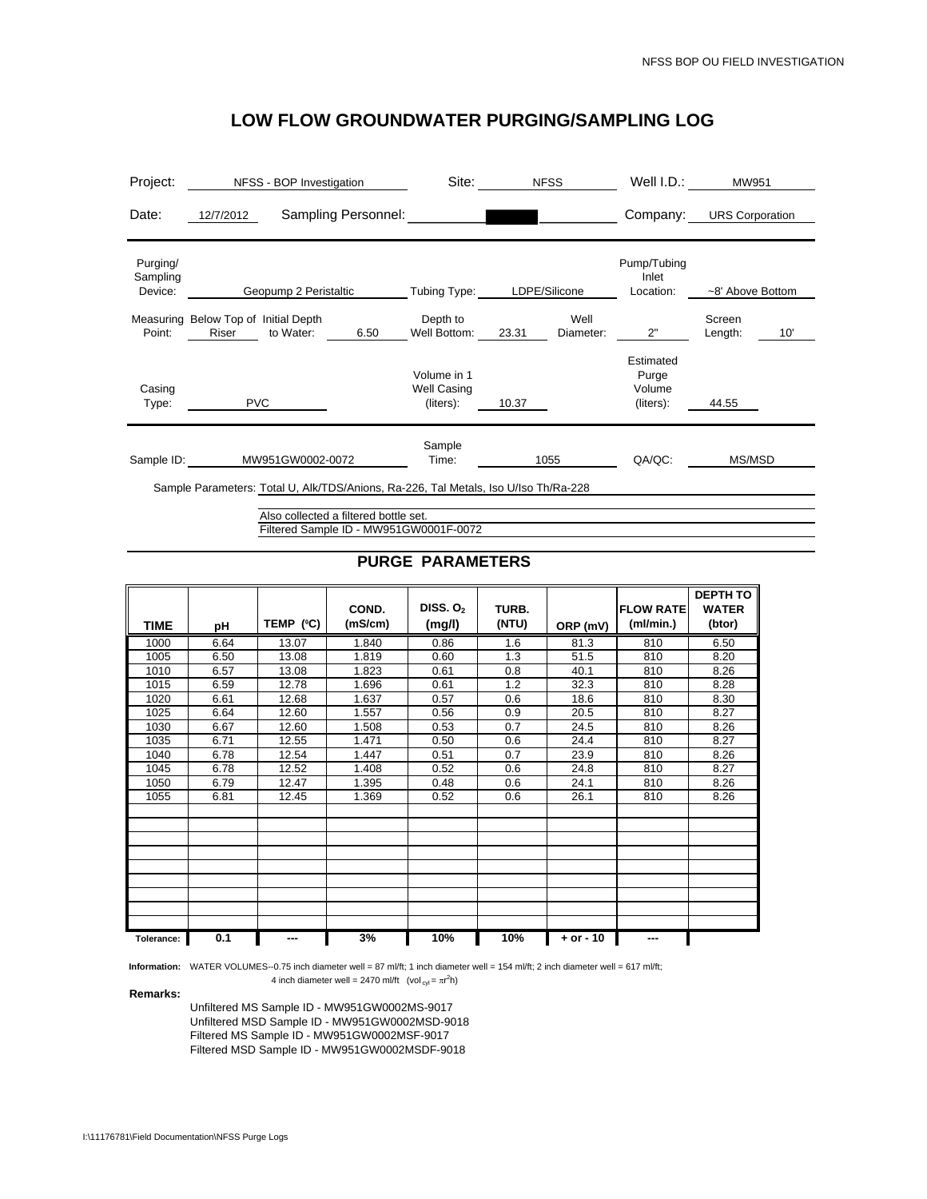# LOW FLOW GROUNDWATER PURGING/SAMPLING LOG

| | | | | | |
|---|---|---|---|---|---|
| Project: | NFSS - BOP Investigation | Site: | NFSS | Well I.D.: | MW951 |
| Date: | 12/7/2012 | Sampling Personnel: | | Company: | URS Corporation |

| | | | | | |
|---|---|---|---|---|---|
| Purging/ Sampling Device: | Geopump 2 Peristaltic | Tubing Type: | LDPE/Silicone | Pump/Tubing Inlet Location: | ~8' Above Bottom |
| Measuring Point: Below Top of Riser | Initial Depth to Water: 6.50 | Depth to Well Bottom: | 23.31 | Well Diameter: 2" | Screen Length: 10' |
| Casing Type: | PVC | Volume in 1 Well Casing (liters): | 10.37 | Estimated Purge Volume (liters): | 44.55 |

| | | | | | |
|---|---|---|---|---|---|
| Sample ID: | MW951GW0002-0072 | Sample Time: | 1055 | QA/QC: | MS/MSD |

Sample Parameters: Total U, Alk/TDS/Anions, Ra-226, Tal Metals, Iso U/Iso Th/Ra-228

Also collected a filtered bottle set.
Filtered Sample ID - MW951GW0001F-0072

## PURGE PARAMETERS

| TIME | pH | TEMP (°C) | COND. (mS/cm) | DISS. $O_2$ (mg/l) | TURB. (NTU) | ORP (mV) | FLOW RATE (ml/min.) | DEPTH TO WATER (btor) |
|---|---|---|---|---|---|---|---|---|
| 1000 | 6.64 | 13.07 | 1.840 | 0.86 | 1.6 | 81.3 | 810 | 6.50 |
| 1005 | 6.50 | 13.08 | 1.819 | 0.60 | 1.3 | 51.5 | 810 | 8.20 |
| 1010 | 6.57 | 13.08 | 1.823 | 0.61 | 0.8 | 40.1 | 810 | 8.26 |
| 1015 | 6.59 | 12.78 | 1.696 | 0.61 | 1.2 | 32.3 | 810 | 8.28 |
| 1020 | 6.61 | 12.68 | 1.637 | 0.57 | 0.6 | 18.6 | 810 | 8.30 |
| 1025 | 6.64 | 12.60 | 1.557 | 0.56 | 0.9 | 20.5 | 810 | 8.27 |
| 1030 | 6.67 | 12.60 | 1.508 | 0.53 | 0.7 | 24.5 | 810 | 8.26 |
| 1035 | 6.71 | 12.55 | 1.471 | 0.50 | 0.6 | 24.4 | 810 | 8.27 |
| 1040 | 6.78 | 12.54 | 1.447 | 0.51 | 0.7 | 23.9 | 810 | 8.26 |
| 1045 | 6.78 | 12.52 | 1.408 | 0.52 | 0.6 | 24.8 | 810 | 8.27 |
| 1050 | 6.79 | 12.47 | 1.395 | 0.48 | 0.6 | 24.1 | 810 | 8.26 |
| 1055 | 6.81 | 12.45 | 1.369 | 0.52 | 0.6 | 26.1 | 810 | 8.26 |
| Tolerance: | 0.1 | --- | 3% | 10% | 10% | + or - 10 | --- | |

**Information:** WATER VOLUMES--0.75 inch diameter well = 87 ml/ft; 1 inch diameter well = 154 ml/ft; 2 inch diameter well = 617 ml/ft; 4 inch diameter well = 2470 ml/ft (vol$_{cyl}$ = $\pi r^2 h$)

**Remarks:**

Unfiltered MS Sample ID - MW951GW0002MS-9017
Unfiltered MSD Sample ID - MW951GW0002MSD-9018
Filtered MS Sample ID - MW951GW0002MSF-9017
Filtered MSD Sample ID - MW951GW0002MSDF-9018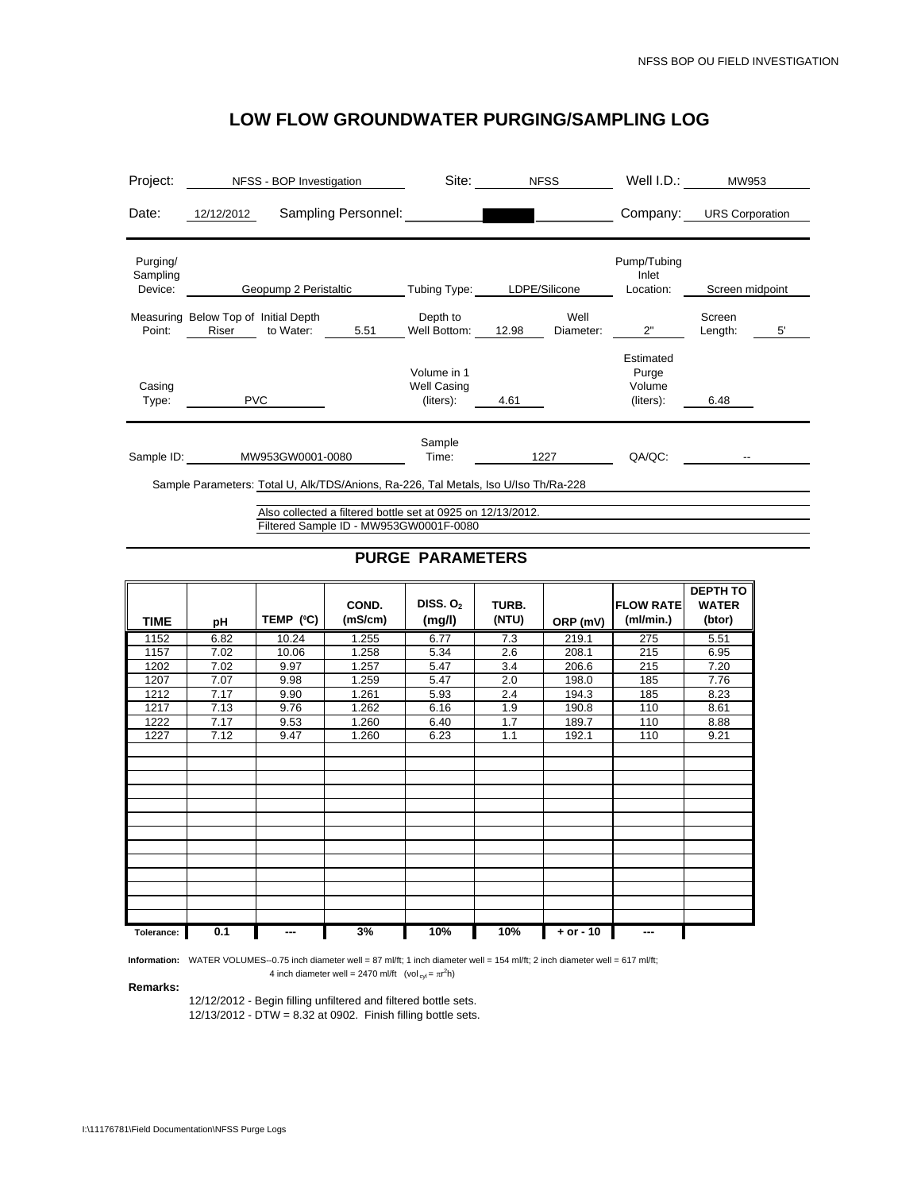# LOW FLOW GROUNDWATER PURGING/SAMPLING LOG

| | | | | | |
|---|---|---|---|---|---|
| Project: | NFSS - BOP Investigation | Site: | NFSS | Well I.D.: | MW953 |
| Date: | 12/12/2012 | Sampling Personnel: | ███ | Company: | URS Corporation |

| | | | | | |
|---|---|---|---|---|---|
| Purging/ Sampling Device: | Geopump 2 Peristaltic | Tubing Type: | LDPE/Silicone | Pump/Tubing Inlet Location: | Screen midpoint |

| | | | | | | | | | |
|---|---|---|---|---|---|---|---|---|---|
| Measuring Point: | Below Top of Riser | Initial Depth to Water: | 5.51 | Depth to Well Bottom: | 12.98 | Well Diameter: | 2" | Screen Length: | 5' |

| | | | | | |
|---|---|---|---|---|---|
| Casing Type: | PVC | Volume in 1 Well Casing (liters): | 4.61 | Estimated Purge Volume (liters): | 6.48 |

| | | | | | |
|---|---|---|---|---|---|
| Sample ID: | MW953GW0001-0080 | Sample Time: | 1227 | QA/QC: | -- |

Sample Parameters: Total U, Alk/TDS/Anions, Ra-226, Tal Metals, Iso U/Iso Th/Ra-228

Also collected a filtered bottle set at 0925 on 12/13/2012.
Filtered Sample ID - MW953GW0001F-0080

## PURGE PARAMETERS

| TIME | pH | TEMP (ºC) | COND. (mS/cm) | DISS. $O_2$ (mg/l) | TURB. (NTU) | ORP (mV) | FLOW RATE (ml/min.) | DEPTH TO WATER (btor) |
|---|---|---|---|---|---|---|---|---|
| 1152 | 6.82 | 10.24 | 1.255 | 6.77 | 7.3 | 219.1 | 275 | 5.51 |
| 1157 | 7.02 | 10.06 | 1.258 | 5.34 | 2.6 | 208.1 | 215 | 6.95 |
| 1202 | 7.02 | 9.97 | 1.257 | 5.47 | 3.4 | 206.6 | 215 | 7.20 |
| 1207 | 7.07 | 9.98 | 1.259 | 5.47 | 2.0 | 198.0 | 185 | 7.76 |
| 1212 | 7.17 | 9.90 | 1.261 | 5.93 | 2.4 | 194.3 | 185 | 8.23 |
| 1217 | 7.13 | 9.76 | 1.262 | 6.16 | 1.9 | 190.8 | 110 | 8.61 |
| 1222 | 7.17 | 9.53 | 1.260 | 6.40 | 1.7 | 189.7 | 110 | 8.88 |
| 1227 | 7.12 | 9.47 | 1.260 | 6.23 | 1.1 | 192.1 | 110 | 9.21 |
| Tolerance: | 0.1 | --- | 3% | 10% | 10% | + or - 10 | --- | |

**Information:** WATER VOLUMES--0.75 inch diameter well = 87 ml/ft; 1 inch diameter well = 154 ml/ft; 2 inch diameter well = 617 ml/ft; 4 inch diameter well = 2470 ml/ft ($vol_{cyl} = \pi r^2 h$)

**Remarks:**

12/12/2012 - Begin filling unfiltered and filtered bottle sets.
12/13/2012 - DTW = 8.32 at 0902. Finish filling bottle sets.

I:\11176781\Field Documentation\NFSS Purge Logs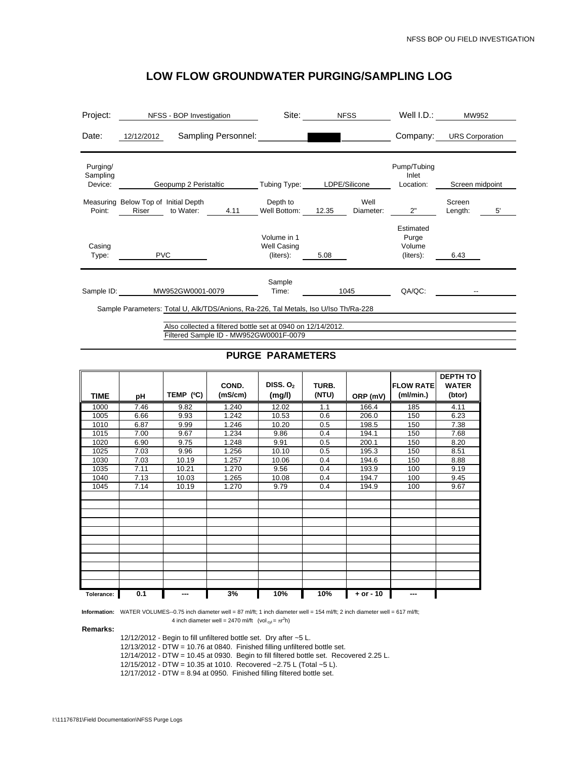# LOW FLOW GROUNDWATER PURGING/SAMPLING LOG

| | | | | | |
|---|---|---|---|---|---|
| Project: | NFSS - BOP Investigation | Site: | NFSS | Well I.D.: | MW952 |
| Date: | 12/12/2012 | Sampling Personnel: | | Company: | URS Corporation |

| | | | | | |
|---|---|---|---|---|---|
| Purging/Sampling Device: | Geopump 2 Peristaltic | Tubing Type: | LDPE/Silicone | Pump/Tubing Inlet Location: | Screen midpoint |
| Measuring Point: | Below Top of Riser | Initial Depth to Water: | 4.11 | Depth to Well Bottom: | 12.35 |
| Well Diameter: | 2" | Screen Length: | 5' | | |
| Casing Type: | PVC | Volume in 1 Well Casing (liters): | 5.08 | Estimated Purge Volume (liters): | 6.43 |

| | | | | | |
|---|---|---|---|---|---|
| Sample ID: | MW952GW0001-0079 | Sample Time: | 1045 | QA/QC: | -- |

Sample Parameters: Total U, Alk/TDS/Anions, Ra-226, Tal Metals, Iso U/Iso Th/Ra-228

Also collected a filtered bottle set at 0940 on 12/14/2012.
Filtered Sample ID - MW952GW0001F-0079

## PURGE PARAMETERS

| TIME | pH | TEMP (ºC) | COND. (mS/cm) | DISS. $O_2$ (mg/l) | TURB. (NTU) | ORP (mV) | FLOW RATE (ml/min.) | DEPTH TO WATER (btor) |
|---|---|---|---|---|---|---|---|---|
| 1000 | 7.46 | 9.82 | 1.240 | 12.02 | 1.1 | 166.4 | 185 | 4.11 |
| 1005 | 6.66 | 9.93 | 1.242 | 10.53 | 0.6 | 206.0 | 150 | 6.23 |
| 1010 | 6.87 | 9.99 | 1.246 | 10.20 | 0.5 | 198.5 | 150 | 7.38 |
| 1015 | 7.00 | 9.67 | 1.234 | 9.86 | 0.4 | 194.1 | 150 | 7.68 |
| 1020 | 6.90 | 9.75 | 1.248 | 9.91 | 0.5 | 200.1 | 150 | 8.20 |
| 1025 | 7.03 | 9.96 | 1.256 | 10.10 | 0.5 | 195.3 | 150 | 8.51 |
| 1030 | 7.03 | 10.19 | 1.257 | 10.06 | 0.4 | 194.6 | 150 | 8.88 |
| 1035 | 7.11 | 10.21 | 1.270 | 9.56 | 0.4 | 193.9 | 100 | 9.19 |
| 1040 | 7.13 | 10.03 | 1.265 | 10.08 | 0.4 | 194.7 | 100 | 9.45 |
| 1045 | 7.14 | 10.19 | 1.270 | 9.79 | 0.4 | 194.9 | 100 | 9.67 |
| Tolerance: | 0.1 | --- | 3% | 10% | 10% | + or - 10 | --- | |

**Information:** WATER VOLUMES--0.75 inch diameter well = 87 ml/ft; 1 inch diameter well = 154 ml/ft; 2 inch diameter well = 617 ml/ft; 4 inch diameter well = 2470 ml/ft (vol $_{cyl} = \pi r^2 h$)

**Remarks:**

12/12/2012 - Begin to fill unfiltered bottle set. Dry after ~5 L.
12/13/2012 - DTW = 10.76 at 0840. Finished filling unfiltered bottle set.
12/14/2012 - DTW = 10.45 at 0930. Begin to fill filtered bottle set. Recovered 2.25 L.
12/15/2012 - DTW = 10.35 at 1010. Recovered ~2.75 L (Total ~5 L).
12/17/2012 - DTW = 8.94 at 0950. Finished filling filtered bottle set.

I:\11176781\Field Documentation\NFSS Purge Logs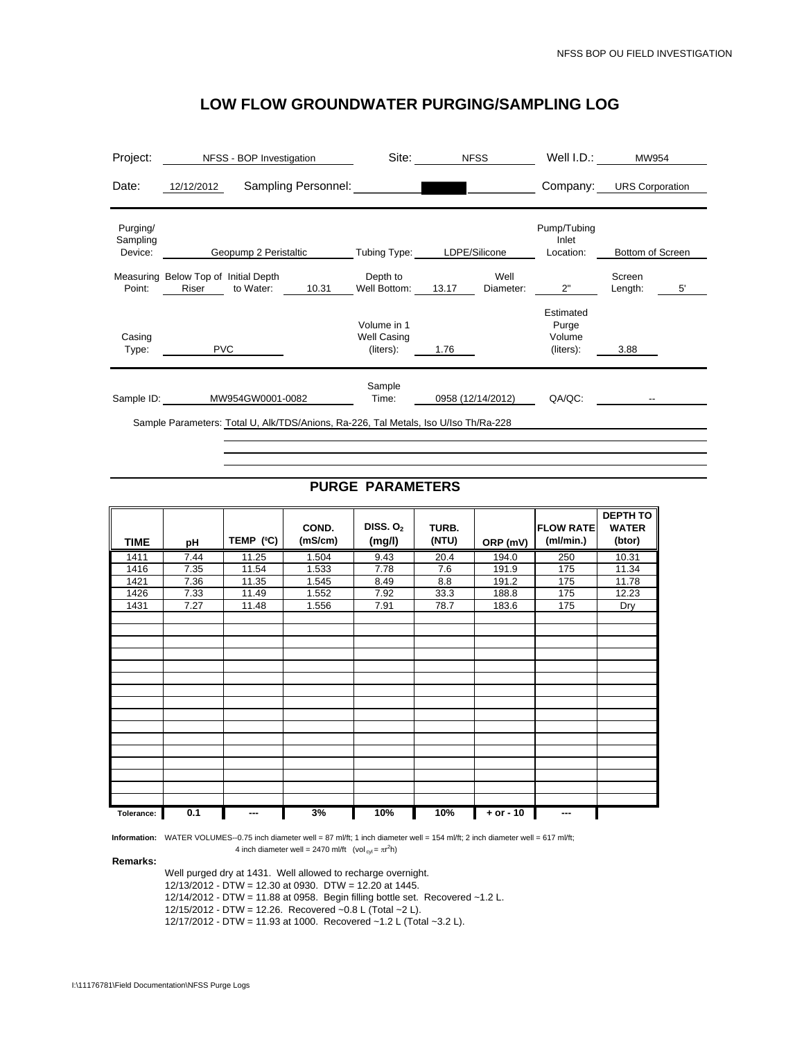# LOW FLOW GROUNDWATER PURGING/SAMPLING LOG

| | | | | | |
|---|---|---|---|---|---|
| Project: | NFSS - BOP Investigation | Site: | NFSS | Well I.D.: | MW954 |
| Date: | 12/12/2012 | Sampling Personnel: | ███ | Company: | URS Corporation |

| | | | | | |
|---|---|---|---|---|---|
| Purging/ Sampling Device: | Geopump 2 Peristaltic | Tubing Type: | LDPE/Silicone | Pump/Tubing Inlet Location: | Bottom of Screen |

| | | | | | | | | | |
|---|---|---|---|---|---|---|---|---|---|
| Measuring Point: | Below Top of Riser | Initial Depth to Water: | 10.31 | Depth to Well Bottom: | 13.17 | Well Diameter: | 2" | Screen Length: | 5' |

| | | | | | |
|---|---|---|---|---|---|
| Casing Type: | PVC | Volume in 1 Well Casing (liters): | 1.76 | Estimated Purge Volume (liters): | 3.88 |

| | | | | | |
|---|---|---|---|---|---|
| Sample ID: | MW954GW0001-0082 | Sample Time: | 0958 (12/14/2012) | QA/QC: | -- |

Sample Parameters: Total U, Alk/TDS/Anions, Ra-226, Tal Metals, Iso U/Iso Th/Ra-228

## PURGE PARAMETERS

| TIME | pH | TEMP (ºC) | COND. (mS/cm) | DISS. $O_2$ (mg/l) | TURB. (NTU) | ORP (mV) | FLOW RATE (ml/min.) | DEPTH TO WATER (btor) |
|---|---|---|---|---|---|---|---|---|
| 1411 | 7.44 | 11.25 | 1.504 | 9.43 | 20.4 | 194.0 | 250 | 10.31 |
| 1416 | 7.35 | 11.54 | 1.533 | 7.78 | 7.6 | 191.9 | 175 | 11.34 |
| 1421 | 7.36 | 11.35 | 1.545 | 8.49 | 8.8 | 191.2 | 175 | 11.78 |
| 1426 | 7.33 | 11.49 | 1.552 | 7.92 | 33.3 | 188.8 | 175 | 12.23 |
| 1431 | 7.27 | 11.48 | 1.556 | 7.91 | 78.7 | 183.6 | 175 | Dry |
| Tolerance: | 0.1 | --- | 3% | 10% | 10% | + or - 10 | --- | |

**Information:** WATER VOLUMES--0.75 inch diameter well = 87 ml/ft; 1 inch diameter well = 154 ml/ft; 2 inch diameter well = 617 ml/ft; 4 inch diameter well = 2470 ml/ft $(vol_{cyl} = \pi r^2 h)$

**Remarks:**

Well purged dry at 1431. Well allowed to recharge overnight.
12/13/2012 - DTW = 12.30 at 0930. DTW = 12.20 at 1445.
12/14/2012 - DTW = 11.88 at 0958. Begin filling bottle set. Recovered ~1.2 L.
12/15/2012 - DTW = 12.26. Recovered ~0.8 L (Total ~2 L).
12/17/2012 - DTW = 11.93 at 1000. Recovered ~1.2 L (Total ~3.2 L).

I:\11176781\Field Documentation\NFSS Purge Logs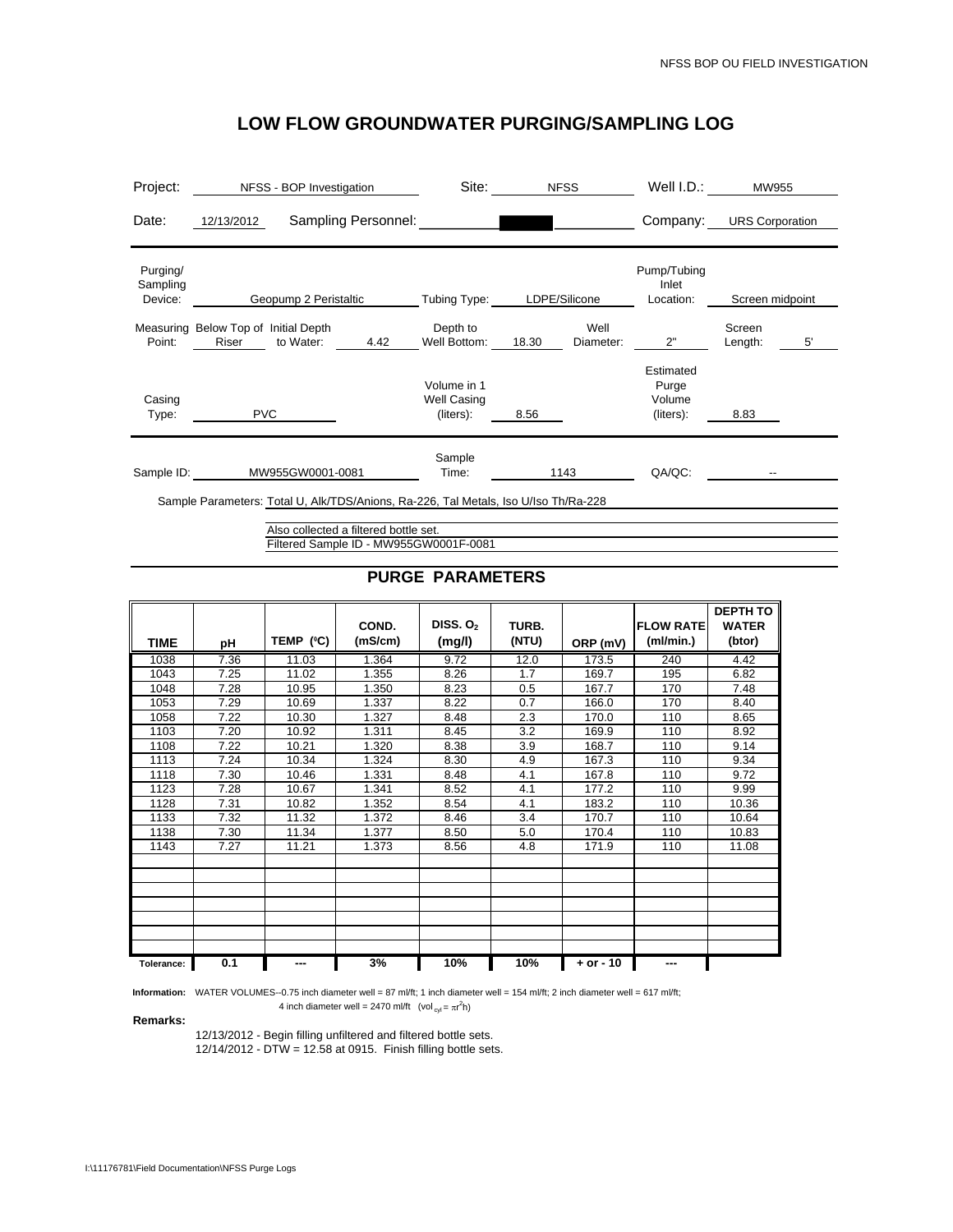# LOW FLOW GROUNDWATER PURGING/SAMPLING LOG

| | | | | | |
|---|---|---|---|---|---|
| Project: | NFSS - BOP Investigation | Site: | NFSS | Well I.D.: | MW955 |
| Date: | 12/13/2012 | Sampling Personnel: | ████ | Company: | URS Corporation |

| | | | | | |
|---|---|---|---|---|---|
| Purging/ Sampling Device: | Geopump 2 Peristaltic | Tubing Type: | LDPE/Silicone | Pump/Tubing Inlet Location: | Screen midpoint |
| Measuring Point: | Below Top of Riser | Initial Depth to Water: | 4.42 | Depth to Well Bottom: | 18.30 |
| Well Diameter: | 2" | Screen Length: | 5' | | |
| Casing Type: | PVC | Volume in 1 Well Casing (liters): | 8.56 | Estimated Purge Volume (liters): | 8.83 |

| | | | | | |
|---|---|---|---|---|---|
| Sample ID: | MW955GW0001-0081 | Sample Time: | 1143 | QA/QC: | -- |

Sample Parameters: Total U, Alk/TDS/Anions, Ra-226, Tal Metals, Iso U/Iso Th/Ra-228

Also collected a filtered bottle set.
Filtered Sample ID - MW955GW0001F-0081

## PURGE PARAMETERS

| TIME | pH | TEMP (°C) | COND. (mS/cm) | DISS. $O_2$ (mg/l) | TURB. (NTU) | ORP (mV) | FLOW RATE (ml/min.) | DEPTH TO WATER (btor) |
|---|---|---|---|---|---|---|---|---|
| 1038 | 7.36 | 11.03 | 1.364 | 9.72 | 12.0 | 173.5 | 240 | 4.42 |
| 1043 | 7.25 | 11.02 | 1.355 | 8.26 | 1.7 | 169.7 | 195 | 6.82 |
| 1048 | 7.28 | 10.95 | 1.350 | 8.23 | 0.5 | 167.7 | 170 | 7.48 |
| 1053 | 7.29 | 10.69 | 1.337 | 8.22 | 0.7 | 166.0 | 170 | 8.40 |
| 1058 | 7.22 | 10.30 | 1.327 | 8.48 | 2.3 | 170.0 | 110 | 8.65 |
| 1103 | 7.20 | 10.92 | 1.311 | 8.45 | 3.2 | 169.9 | 110 | 8.92 |
| 1108 | 7.22 | 10.21 | 1.320 | 8.38 | 3.9 | 168.7 | 110 | 9.14 |
| 1113 | 7.24 | 10.34 | 1.324 | 8.30 | 4.9 | 167.3 | 110 | 9.34 |
| 1118 | 7.30 | 10.46 | 1.331 | 8.48 | 4.1 | 167.8 | 110 | 9.72 |
| 1123 | 7.28 | 10.67 | 1.341 | 8.52 | 4.1 | 177.2 | 110 | 9.99 |
| 1128 | 7.31 | 10.82 | 1.352 | 8.54 | 4.1 | 183.2 | 110 | 10.36 |
| 1133 | 7.32 | 11.32 | 1.372 | 8.46 | 3.4 | 170.7 | 110 | 10.64 |
| 1138 | 7.30 | 11.34 | 1.377 | 8.50 | 5.0 | 170.4 | 110 | 10.83 |
| 1143 | 7.27 | 11.21 | 1.373 | 8.56 | 4.8 | 171.9 | 110 | 11.08 |
| | | | | | | | | |
| | | | | | | | | |
| | | | | | | | | |
| | | | | | | | | |
| | | | | | | | | |
| | | | | | | | | |
| | | | | | | | | |
| Tolerance: | 0.1 | --- | 3% | 10% | 10% | + or - 10 | --- | |

**Information:** WATER VOLUMES--0.75 inch diameter well = 87 ml/ft; 1 inch diameter well = 154 ml/ft; 2 inch diameter well = 617 ml/ft; 4 inch diameter well = 2470 ml/ft ($vol_{cyl} = \pi r^2 h$)

**Remarks:**

12/13/2012 - Begin filling unfiltered and filtered bottle sets.
12/14/2012 - DTW = 12.58 at 0915. Finish filling bottle sets.

I:\11176781\Field Documentation\NFSS Purge Logs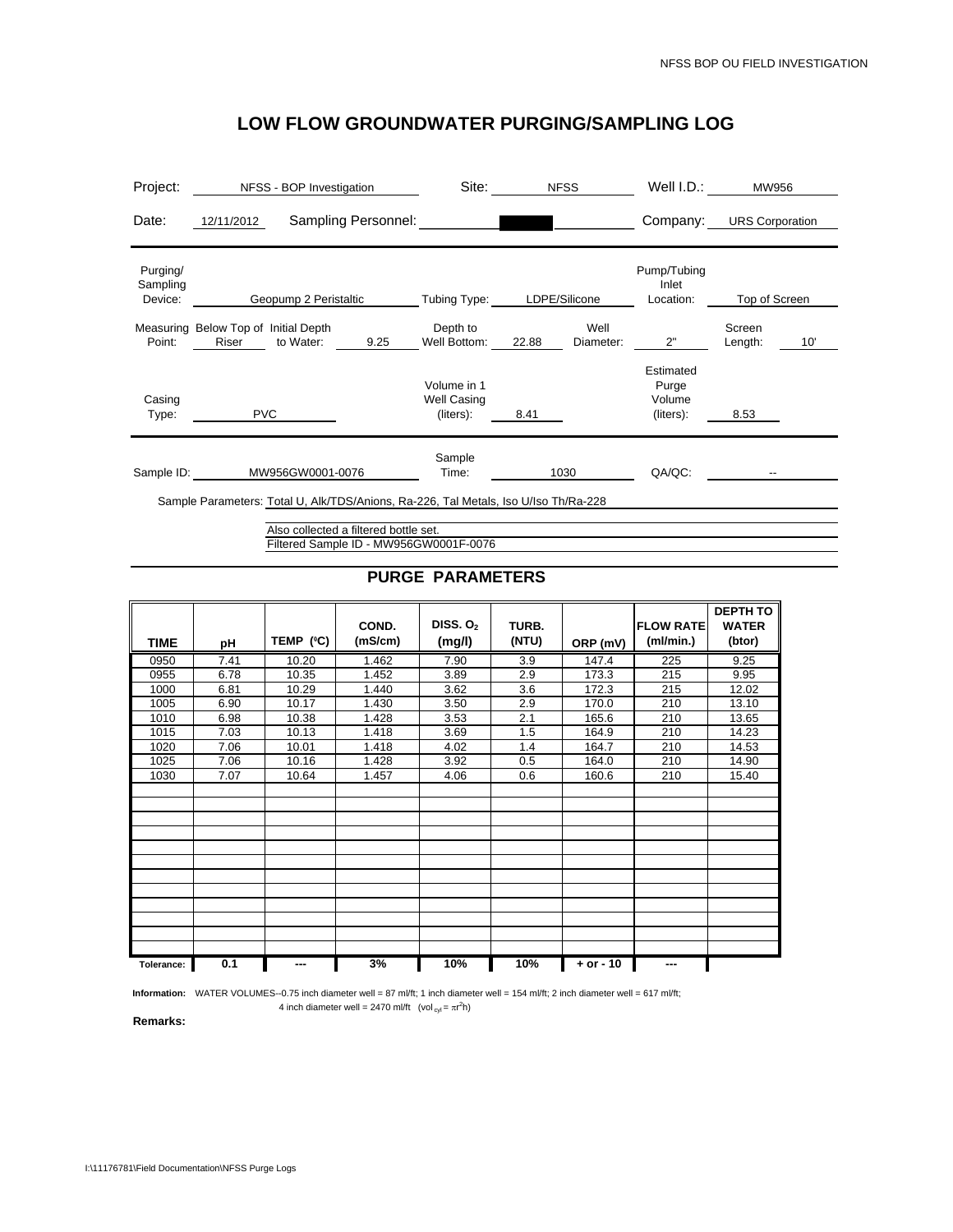# LOW FLOW GROUNDWATER PURGING/SAMPLING LOG

| | | | | | |
|---|---|---|---|---|---|
| Project: | NFSS - BOP Investigation | Site: | NFSS | Well I.D.: | MW956 |
| Date: | 12/11/2012 | Sampling Personnel: | | Company: | URS Corporation |

| | | | | | |
|---|---|---|---|---|---|
| Purging/ Sampling Device: | Geopump 2 Peristaltic | Tubing Type: | LDPE/Silicone | Pump/Tubing Inlet Location: | Top of Screen |

| | | | | | | | | | |
|---|---|---|---|---|---|---|---|---|---|
| Measuring Point: | Below Top of Riser | Initial Depth to Water: | 9.25 | Depth to Well Bottom: | 22.88 | Well Diameter: | 2" | Screen Length: | 10' |

| | | | | | |
|---|---|---|---|---|---|
| Casing Type: | PVC | Volume in 1 Well Casing (liters): | 8.41 | Estimated Purge Volume (liters): | 8.53 |

| | | | | | |
|---|---|---|---|---|---|
| Sample ID: | MW956GW0001-0076 | Sample Time: | 1030 | QA/QC: | -- |

Sample Parameters: Total U, Alk/TDS/Anions, Ra-226, Tal Metals, Iso U/Iso Th/Ra-228

Also collected a filtered bottle set.
Filtered Sample ID - MW956GW0001F-0076

## PURGE PARAMETERS

| TIME | pH | TEMP (ºC) | COND. (mS/cm) | DISS. $O_2$ (mg/l) | TURB. (NTU) | ORP (mV) | FLOW RATE (ml/min.) | DEPTH TO WATER (btor) |
|---|---|---|---|---|---|---|---|---|
| 0950 | 7.41 | 10.20 | 1.462 | 7.90 | 3.9 | 147.4 | 225 | 9.25 |
| 0955 | 6.78 | 10.35 | 1.452 | 3.89 | 2.9 | 173.3 | 215 | 9.95 |
| 1000 | 6.81 | 10.29 | 1.440 | 3.62 | 3.6 | 172.3 | 215 | 12.02 |
| 1005 | 6.90 | 10.17 | 1.430 | 3.50 | 2.9 | 170.0 | 210 | 13.10 |
| 1010 | 6.98 | 10.38 | 1.428 | 3.53 | 2.1 | 165.6 | 210 | 13.65 |
| 1015 | 7.03 | 10.13 | 1.418 | 3.69 | 1.5 | 164.9 | 210 | 14.23 |
| 1020 | 7.06 | 10.01 | 1.418 | 4.02 | 1.4 | 164.7 | 210 | 14.53 |
| 1025 | 7.06 | 10.16 | 1.428 | 3.92 | 0.5 | 164.0 | 210 | 14.90 |
| 1030 | 7.07 | 10.64 | 1.457 | 4.06 | 0.6 | 160.6 | 210 | 15.40 |
| Tolerance: | 0.1 | --- | 3% | 10% | 10% | + or - 10 | --- | |

**Information:** WATER VOLUMES--0.75 inch diameter well = 87 ml/ft; 1 inch diameter well = 154 ml/ft; 2 inch diameter well = 617 ml/ft; 4 inch diameter well = 2470 ml/ft ($vol_{cyl} = \pi r^2 h$)

**Remarks:**

I:\11176781\Field Documentation\NFSS Purge Logs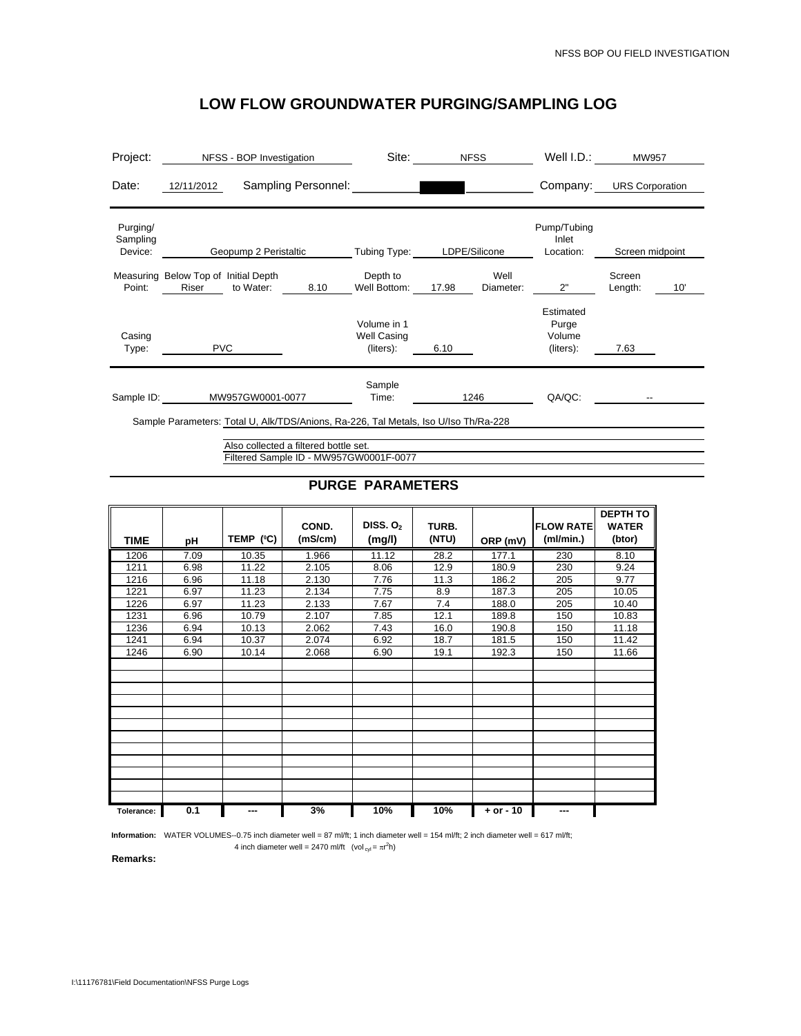# LOW FLOW GROUNDWATER PURGING/SAMPLING LOG

| | | | | | |
|---|---|---|---|---|---|
| Project: | NFSS - BOP Investigation | Site: | NFSS | Well I.D.: | MW957 |
| Date: | 12/11/2012 | Sampling Personnel: | ████ | Company: | URS Corporation |

| | | | | | |
|---|---|---|---|---|---|
| Purging/ Sampling Device: | Geopump 2 Peristaltic | Tubing Type: | LDPE/Silicone | Pump/Tubing Inlet Location: | Screen midpoint |
| Measuring Point: | Below Top of Riser | Initial Depth to Water: | 8.10 | Depth to Well Bottom: | 17.98 |
| Well Diameter: | 2" | Screen Length: | 10' | | |
| Casing Type: | PVC | Volume in 1 Well Casing (liters): | 6.10 | Estimated Purge Volume (liters): | 7.63 |

| | | | | | |
|---|---|---|---|---|---|
| Sample ID: | MW957GW0001-0077 | Sample Time: | 1246 | QA/QC: | -- |

Sample Parameters: Total U, Alk/TDS/Anions, Ra-226, Tal Metals, Iso U/Iso Th/Ra-228

Also collected a filtered bottle set.
Filtered Sample ID - MW957GW0001F-0077

## PURGE PARAMETERS

| TIME | pH | TEMP (°C) | COND. (mS/cm) | DISS. $O_2$ (mg/l) | TURB. (NTU) | ORP (mV) | FLOW RATE (ml/min.) | DEPTH TO WATER (btor) |
|---|---|---|---|---|---|---|---|---|
| 1206 | 7.09 | 10.35 | 1.966 | 11.12 | 28.2 | 177.1 | 230 | 8.10 |
| 1211 | 6.98 | 11.22 | 2.105 | 8.06 | 12.9 | 180.9 | 230 | 9.24 |
| 1216 | 6.96 | 11.18 | 2.130 | 7.76 | 11.3 | 186.2 | 205 | 9.77 |
| 1221 | 6.97 | 11.23 | 2.134 | 7.75 | 8.9 | 187.3 | 205 | 10.05 |
| 1226 | 6.97 | 11.23 | 2.133 | 7.67 | 7.4 | 188.0 | 205 | 10.40 |
| 1231 | 6.96 | 10.79 | 2.107 | 7.85 | 12.1 | 189.8 | 150 | 10.83 |
| 1236 | 6.94 | 10.13 | 2.062 | 7.43 | 16.0 | 190.8 | 150 | 11.18 |
| 1241 | 6.94 | 10.37 | 2.074 | 6.92 | 18.7 | 181.5 | 150 | 11.42 |
| 1246 | 6.90 | 10.14 | 2.068 | 6.90 | 19.1 | 192.3 | 150 | 11.66 |
| Tolerance: | 0.1 | --- | 3% | 10% | 10% | + or - 10 | --- | |

**Information:** WATER VOLUMES--0.75 inch diameter well = 87 ml/ft; 1 inch diameter well = 154 ml/ft; 2 inch diameter well = 617 ml/ft; 4 inch diameter well = 2470 ml/ft ($vol_{cyl} = \pi r^2 h$)

**Remarks:**

I:\11176781\Field Documentation\NFSS Purge Logs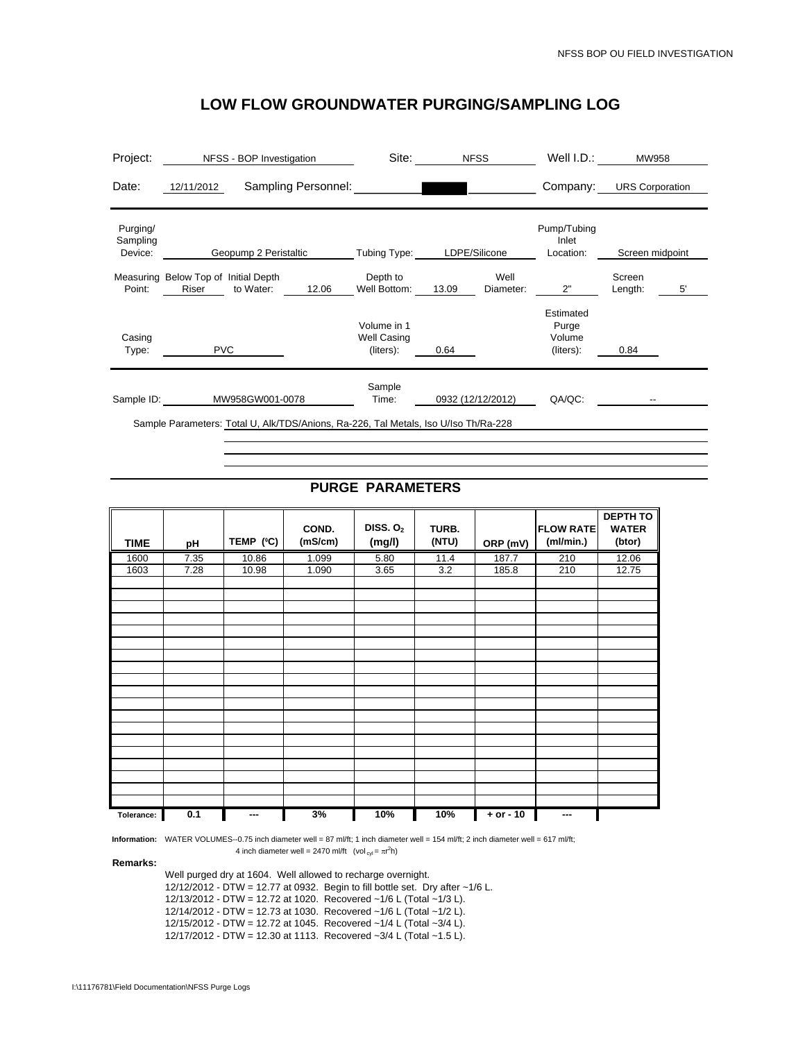# LOW FLOW GROUNDWATER PURGING/SAMPLING LOG

| | | | | | |
|---|---|---|---|---|---|
| Project: | NFSS - BOP Investigation | Site: | NFSS | Well I.D.: | MW958 |
| Date: | 12/11/2012 | Sampling Personnel: | | Company: | URS Corporation |

| | | | | | |
|---|---|---|---|---|---|
| Purging/ Sampling Device: | Geopump 2 Peristaltic | Tubing Type: | LDPE/Silicone | Pump/Tubing Inlet Location: | Screen midpoint |
| Measuring Point: | Below Top of Riser | Initial Depth to Water: | 12.06 | Depth to Well Bottom: | 13.09 |
| Well Diameter: | 2" | Screen Length: | 5' | | |
| Casing Type: | PVC | Volume in 1 Well Casing (liters): | 0.64 | Estimated Purge Volume (liters): | 0.84 |

| | | | | | |
|---|---|---|---|---|---|
| Sample ID: | MW958GW001-0078 | Sample Time: | 0932 (12/12/2012) | QA/QC: | -- |

Sample Parameters: Total U, Alk/TDS/Anions, Ra-226, Tal Metals, Iso U/Iso Th/Ra-228

## PURGE PARAMETERS

| TIME | pH | TEMP (ºC) | COND. (mS/cm) | DISS. $O_2$ (mg/l) | TURB. (NTU) | ORP (mV) | FLOW RATE (ml/min.) | DEPTH TO WATER (btor) |
|---|---|---|---|---|---|---|---|---|
| 1600 | 7.35 | 10.86 | 1.099 | 5.80 | 11.4 | 187.7 | 210 | 12.06 |
| 1603 | 7.28 | 10.98 | 1.090 | 3.65 | 3.2 | 185.8 | 210 | 12.75 |
| Tolerance: | 0.1 | --- | 3% | 10% | 10% | + or - 10 | --- | |

**Information:** WATER VOLUMES--0.75 inch diameter well = 87 ml/ft; 1 inch diameter well = 154 ml/ft; 2 inch diameter well = 617 ml/ft; 4 inch diameter well = 2470 ml/ft ($vol_{cyl} = \pi r^2 h$)

**Remarks:**

Well purged dry at 1604. Well allowed to recharge overnight.
12/12/2012 - DTW = 12.77 at 0932. Begin to fill bottle set. Dry after ~1/6 L.
12/13/2012 - DTW = 12.72 at 1020. Recovered ~1/6 L (Total ~1/3 L).
12/14/2012 - DTW = 12.73 at 1030. Recovered ~1/6 L (Total ~1/2 L).
12/15/2012 - DTW = 12.72 at 1045. Recovered ~1/4 L (Total ~3/4 L).
12/17/2012 - DTW = 12.30 at 1113. Recovered ~3/4 L (Total ~1.5 L).

I:\11176781\Field Documentation\NFSS Purge Logs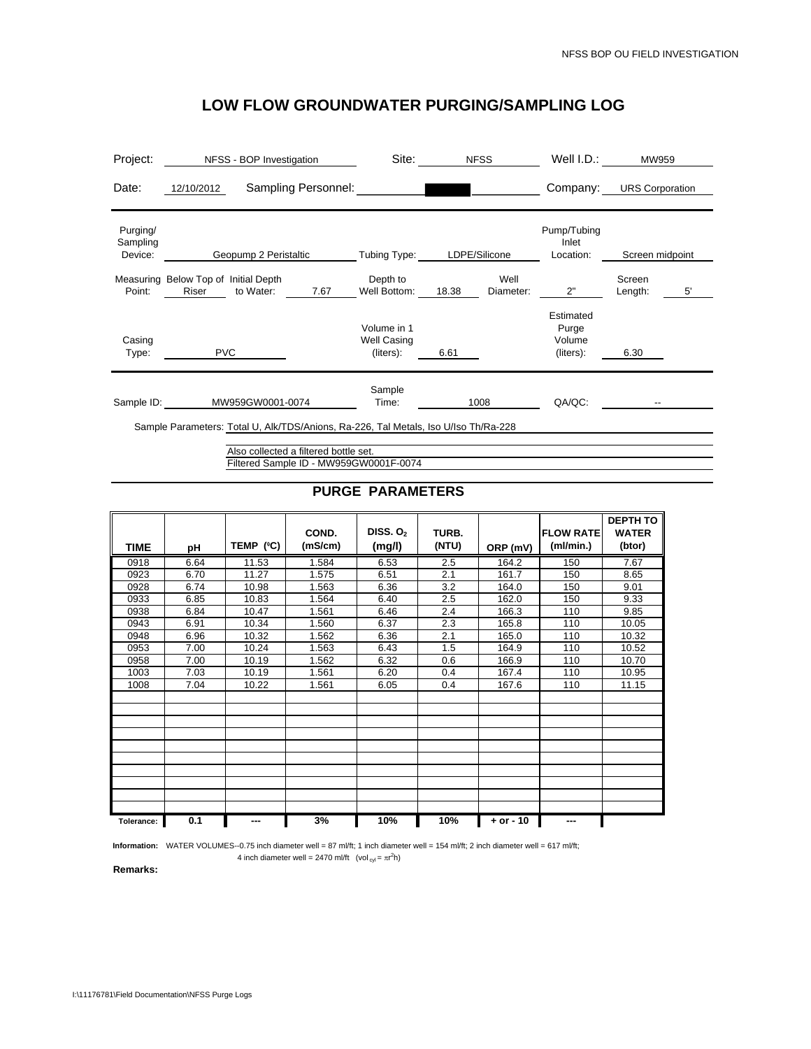# LOW FLOW GROUNDWATER PURGING/SAMPLING LOG

| | | | | | |
|---|---|---|---|---|---|
| Project: | NFSS - BOP Investigation | Site: | NFSS | Well I.D.: | MW959 |
| Date: | 12/10/2012 | Sampling Personnel: | ██████ | Company: | URS Corporation |

| | | | | | |
|---|---|---|---|---|---|
| Purging/ Sampling Device: | Geopump 2 Peristaltic | Tubing Type: | LDPE/Silicone | Pump/Tubing Inlet Location: | Screen midpoint |
| Measuring Point: | Below Top of Riser | Initial Depth to Water: 7.67 | Depth to Well Bottom: 18.38 | Well Diameter: 2" | Screen Length: 5' |
| Casing Type: | PVC | Volume in 1 Well Casing (liters): | 6.61 | Estimated Purge Volume (liters): | 6.30 |

| | | | | | |
|---|---|---|---|---|---|
| Sample ID: | MW959GW0001-0074 | Sample Time: | 1008 | QA/QC: | -- |

Sample Parameters: Total U, Alk/TDS/Anions, Ra-226, Tal Metals, Iso U/Iso Th/Ra-228

Also collected a filtered bottle set.
Filtered Sample ID - MW959GW0001F-0074

## PURGE PARAMETERS

| TIME | pH | TEMP (ºC) | COND. (mS/cm) | DISS. $O_2$ (mg/l) | TURB. (NTU) | ORP (mV) | FLOW RATE (ml/min.) | DEPTH TO WATER (btor) |
|---|---|---|---|---|---|---|---|---|
| 0918 | 6.64 | 11.53 | 1.584 | 6.53 | 2.5 | 164.2 | 150 | 7.67 |
| 0923 | 6.70 | 11.27 | 1.575 | 6.51 | 2.1 | 161.7 | 150 | 8.65 |
| 0928 | 6.74 | 10.98 | 1.563 | 6.36 | 3.2 | 164.0 | 150 | 9.01 |
| 0933 | 6.85 | 10.83 | 1.564 | 6.40 | 2.5 | 162.0 | 150 | 9.33 |
| 0938 | 6.84 | 10.47 | 1.561 | 6.46 | 2.4 | 166.3 | 110 | 9.85 |
| 0943 | 6.91 | 10.34 | 1.560 | 6.37 | 2.3 | 165.8 | 110 | 10.05 |
| 0948 | 6.96 | 10.32 | 1.562 | 6.36 | 2.1 | 165.0 | 110 | 10.32 |
| 0953 | 7.00 | 10.24 | 1.563 | 6.43 | 1.5 | 164.9 | 110 | 10.52 |
| 0958 | 7.00 | 10.19 | 1.562 | 6.32 | 0.6 | 166.9 | 110 | 10.70 |
| 1003 | 7.03 | 10.19 | 1.561 | 6.20 | 0.4 | 167.4 | 110 | 10.95 |
| 1008 | 7.04 | 10.22 | 1.561 | 6.05 | 0.4 | 167.6 | 110 | 11.15 |
| Tolerance: | 0.1 | --- | 3% | 10% | 10% | + or - 10 | --- | |

**Information:** WATER VOLUMES--0.75 inch diameter well = 87 ml/ft; 1 inch diameter well = 154 ml/ft; 2 inch diameter well = 617 ml/ft; 4 inch diameter well = 2470 ml/ft ($vol_{cyl} = \pi r^2 h$)

**Remarks:**

I:\11176781\Field Documentation\NFSS Purge Logs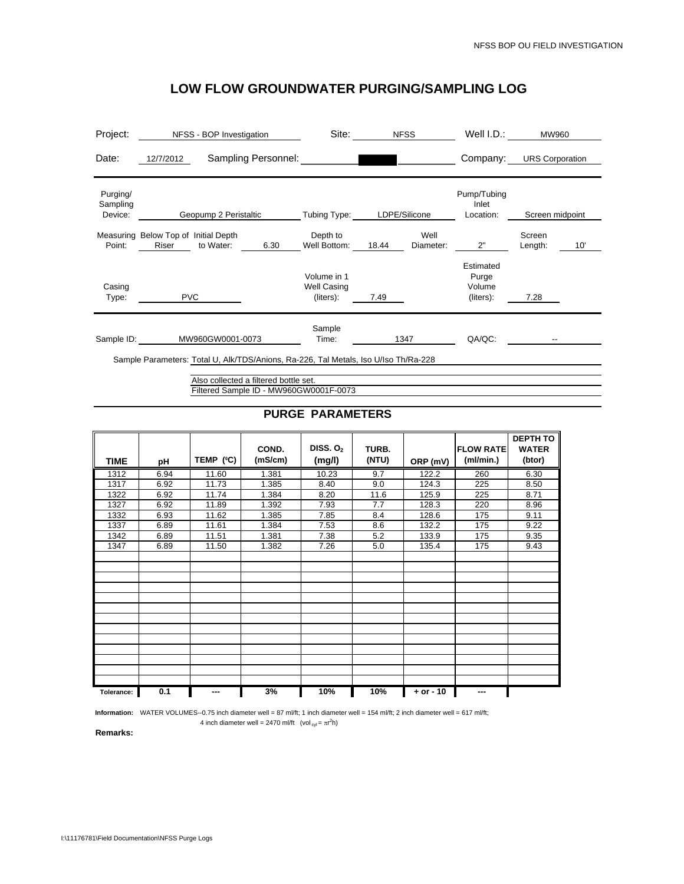# LOW FLOW GROUNDWATER PURGING/SAMPLING LOG

| | | | | | |
|---|---|---|---|---|---|
| Project: | NFSS - BOP Investigation | Site: | NFSS | Well I.D.: | MW960 |
| Date: | 12/7/2012 | Sampling Personnel: | ████ | Company: | URS Corporation |

| | | | | | |
|---|---|---|---|---|---|
| Purging/ Sampling Device: | Geopump 2 Peristaltic | Tubing Type: | LDPE/Silicone | Pump/Tubing Inlet Location: | Screen midpoint |
| Measuring Point: | Below Top of Riser | Initial Depth to Water: 6.30 | Depth to Well Bottom: 18.44 | Well Diameter: 2" | Screen Length: 10' |
| Casing Type: | PVC | Volume in 1 Well Casing (liters): | 7.49 | Estimated Purge Volume (liters): | 7.28 |

| | | | | | |
|---|---|---|---|---|---|
| Sample ID: | MW960GW0001-0073 | Sample Time: | 1347 | QA/QC: | -- |

Sample Parameters: Total U, Alk/TDS/Anions, Ra-226, Tal Metals, Iso U/Iso Th/Ra-228

Also collected a filtered bottle set.
Filtered Sample ID - MW960GW0001F-0073

## PURGE PARAMETERS

| TIME | pH | TEMP (°C) | COND. (mS/cm) | DISS. $O_2$ (mg/l) | TURB. (NTU) | ORP (mV) | FLOW RATE (ml/min.) | DEPTH TO WATER (btor) |
|---|---|---|---|---|---|---|---|---|
| 1312 | 6.94 | 11.60 | 1.381 | 10.23 | 9.7 | 122.2 | 260 | 6.30 |
| 1317 | 6.92 | 11.73 | 1.385 | 8.40 | 9.0 | 124.3 | 225 | 8.50 |
| 1322 | 6.92 | 11.74 | 1.384 | 8.20 | 11.6 | 125.9 | 225 | 8.71 |
| 1327 | 6.92 | 11.89 | 1.392 | 7.93 | 7.7 | 128.3 | 220 | 8.96 |
| 1332 | 6.93 | 11.62 | 1.385 | 7.85 | 8.4 | 128.6 | 175 | 9.11 |
| 1337 | 6.89 | 11.61 | 1.384 | 7.53 | 8.6 | 132.2 | 175 | 9.22 |
| 1342 | 6.89 | 11.51 | 1.381 | 7.38 | 5.2 | 133.9 | 175 | 9.35 |
| 1347 | 6.89 | 11.50 | 1.382 | 7.26 | 5.0 | 135.4 | 175 | 9.43 |
| Tolerance: | 0.1 | --- | 3% | 10% | 10% | + or - 10 | --- | |

**Information:** WATER VOLUMES--0.75 inch diameter well = 87 ml/ft; 1 inch diameter well = 154 ml/ft; 2 inch diameter well = 617 ml/ft; 4 inch diameter well = 2470 ml/ft ($vol_{cyl} = \pi r^2 h$)

**Remarks:**

I:\11176781\Field Documentation\NFSS Purge Logs